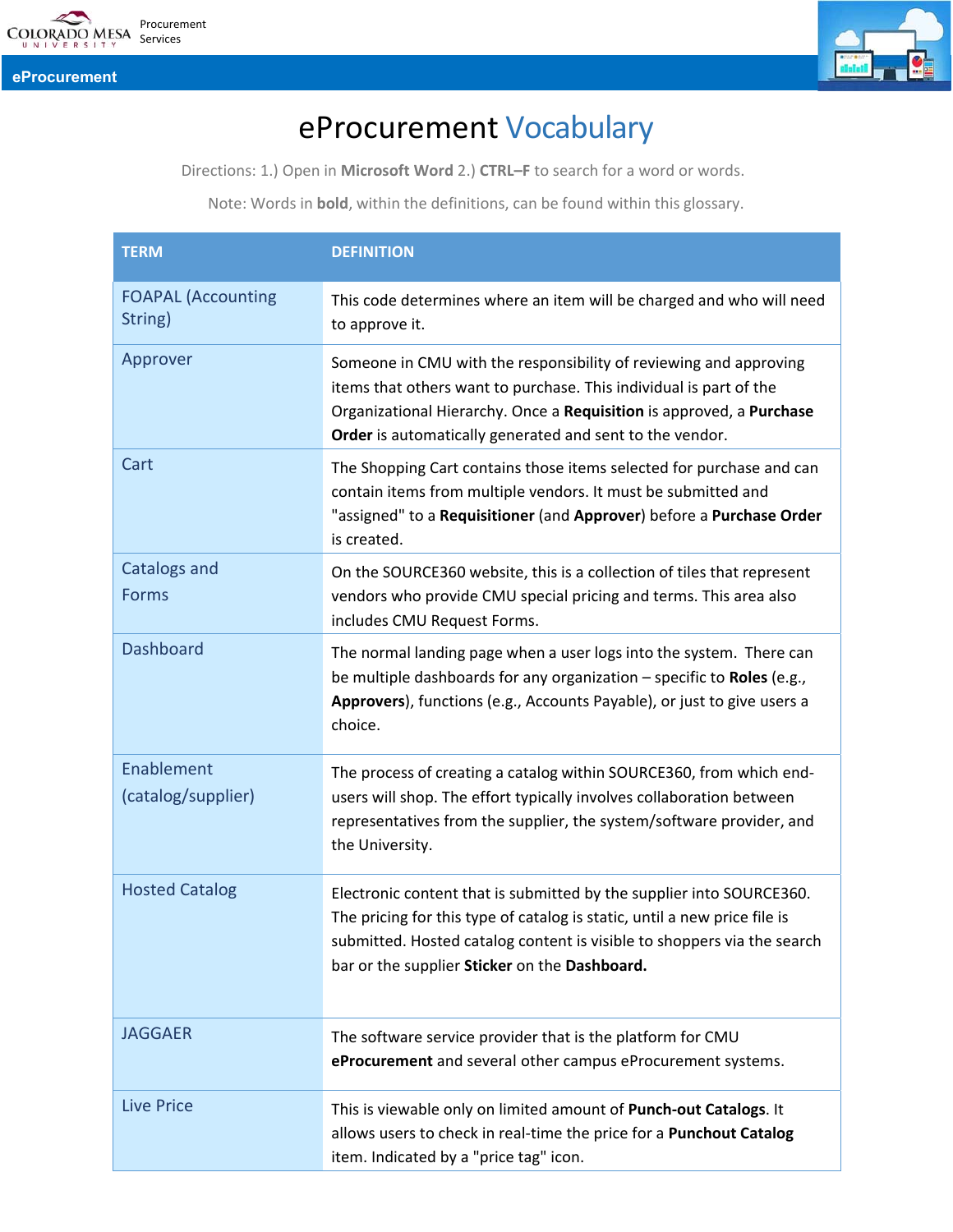Colorado Mesa University — Procurement Services

**eProcurement**

# eProcurement Vocabulary

Directions: 1.) Open in **Microsoft Word** 2.) **CTRL–F** to search for a word or words.

Note: Words in **bold**, within the definitions, can be found within this glossary.

| TERM | DEFINITION |
|---|---|
| FOAPAL (Accounting String) | This code determines where an item will be charged and who will need to approve it. |
| Approver | Someone in CMU with the responsibility of reviewing and approving items that others want to purchase. This individual is part of the Organizational Hierarchy. Once a **Requisition** is approved, a **Purchase Order** is automatically generated and sent to the vendor. |
| Cart | The Shopping Cart contains those items selected for purchase and can contain items from multiple vendors. It must be submitted and "assigned" to a **Requisitioner** (and **Approver**) before a **Purchase Order** is created. |
| Catalogs and Forms | On the SOURCE360 website, this is a collection of tiles that represent vendors who provide CMU special pricing and terms. This area also includes CMU Request Forms. |
| Dashboard | The normal landing page when a user logs into the system. There can be multiple dashboards for any organization – specific to **Roles** (e.g., **Approvers**), functions (e.g., Accounts Payable), or just to give users a choice. |
| Enablement (catalog/supplier) | The process of creating a catalog within SOURCE360, from which end-users will shop. The effort typically involves collaboration between representatives from the supplier, the system/software provider, and the University. |
| Hosted Catalog | Electronic content that is submitted by the supplier into SOURCE360. The pricing for this type of catalog is static, until a new price file is submitted. Hosted catalog content is visible to shoppers via the search bar or the supplier **Sticker** on the **Dashboard.** |
| JAGGAER | The software service provider that is the platform for CMU **eProcurement** and several other campus eProcurement systems. |
| Live Price | This is viewable only on limited amount of **Punch-out Catalogs**. It allows users to check in real-time the price for a **Punchout Catalog** item. Indicated by a "price tag" icon. |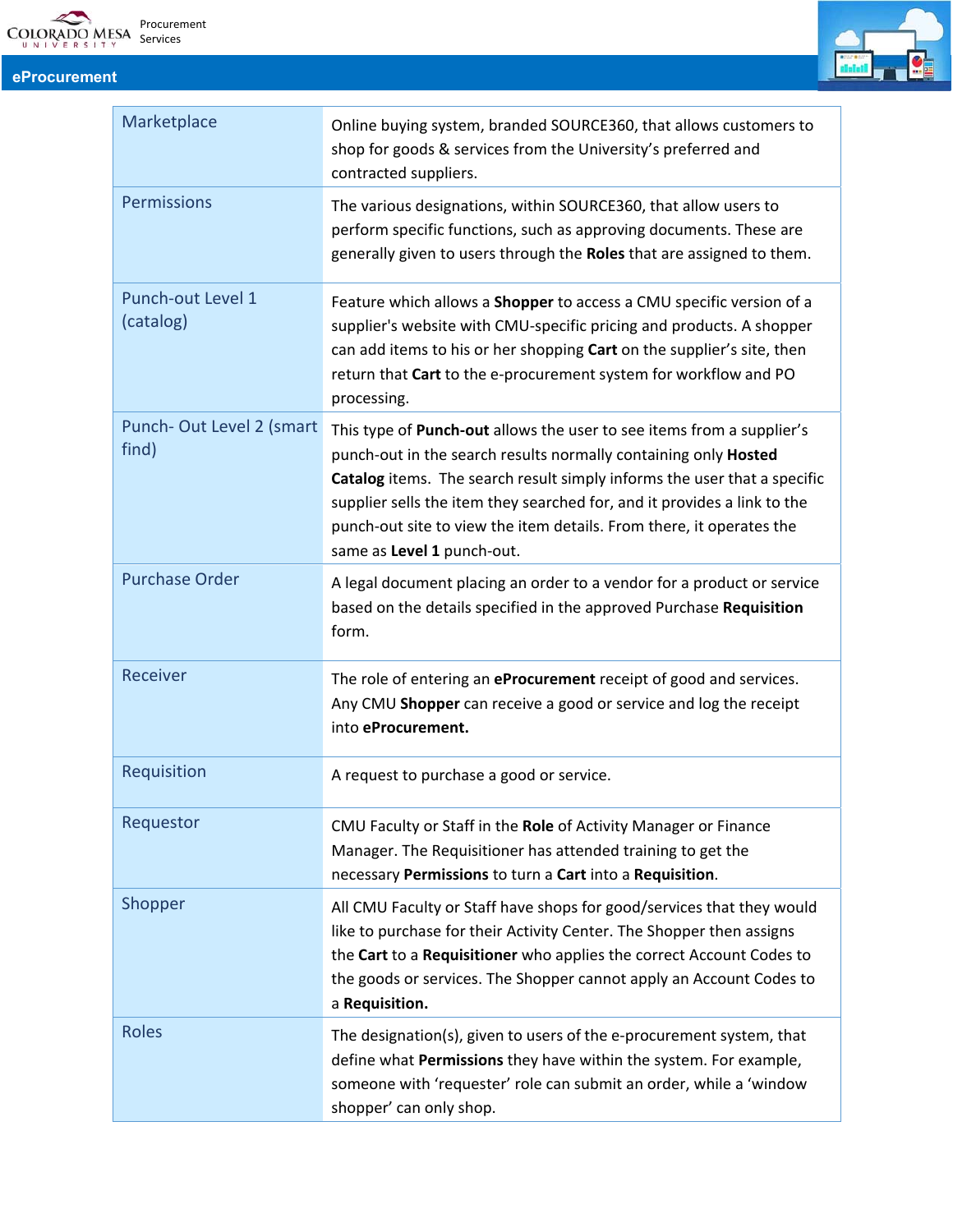| Marketplace | Online buying system, branded SOURCE360, that allows customers to shop for goods & services from the University's preferred and contracted suppliers. |
|---|---|
| Permissions | The various designations, within SOURCE360, that allow users to perform specific functions, such as approving documents. These are generally given to users through the **Roles** that are assigned to them. |
| Punch-out Level 1 (catalog) | Feature which allows a **Shopper** to access a CMU specific version of a supplier's website with CMU-specific pricing and products. A shopper can add items to his or her shopping **Cart** on the supplier's site, then return that **Cart** to the e-procurement system for workflow and PO processing. |
| Punch- Out Level 2 (smart find) | This type of **Punch-out** allows the user to see items from a supplier's punch-out in the search results normally containing only **Hosted Catalog** items. The search result simply informs the user that a specific supplier sells the item they searched for, and it provides a link to the punch-out site to view the item details. From there, it operates the same as **Level 1** punch-out. |
| Purchase Order | A legal document placing an order to a vendor for a product or service based on the details specified in the approved Purchase **Requisition** form. |
| Receiver | The role of entering an **eProcurement** receipt of good and services. Any CMU **Shopper** can receive a good or service and log the receipt into **eProcurement.** |
| Requisition | A request to purchase a good or service. |
| Requestor | CMU Faculty or Staff in the **Role** of Activity Manager or Finance Manager. The Requisitioner has attended training to get the necessary **Permissions** to turn a **Cart** into a **Requisition**. |
| Shopper | All CMU Faculty or Staff have shops for good/services that they would like to purchase for their Activity Center. The Shopper then assigns the **Cart** to a **Requisitioner** who applies the correct Account Codes to the goods or services. The Shopper cannot apply an Account Codes to a **Requisition.** |
| Roles | The designation(s), given to users of the e-procurement system, that define what **Permissions** they have within the system. For example, someone with 'requester' role can submit an order, while a 'window shopper' can only shop. |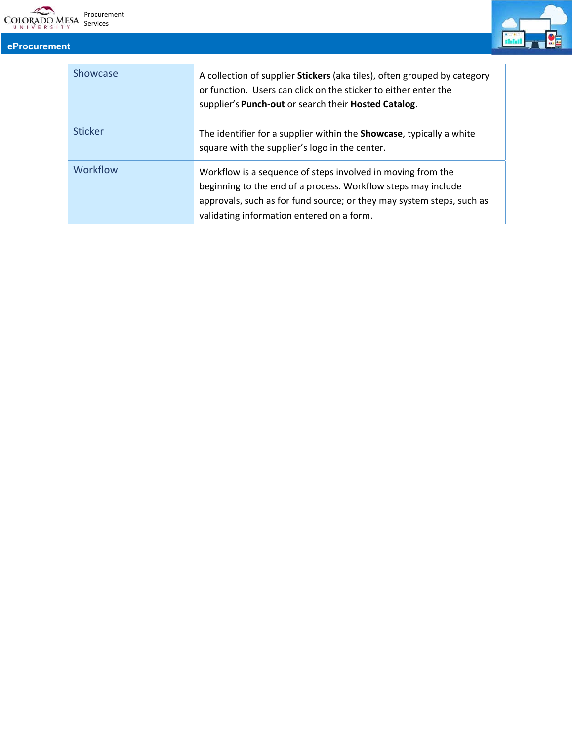| | |
|---|---|
| Showcase | A collection of supplier **Stickers** (aka tiles), often grouped by category or function. Users can click on the sticker to either enter the supplier's **Punch-out** or search their **Hosted Catalog**. |
| Sticker | The identifier for a supplier within the **Showcase**, typically a white square with the supplier's logo in the center. |
| Workflow | Workflow is a sequence of steps involved in moving from the beginning to the end of a process. Workflow steps may include approvals, such as for fund source; or they may system steps, such as validating information entered on a form. |